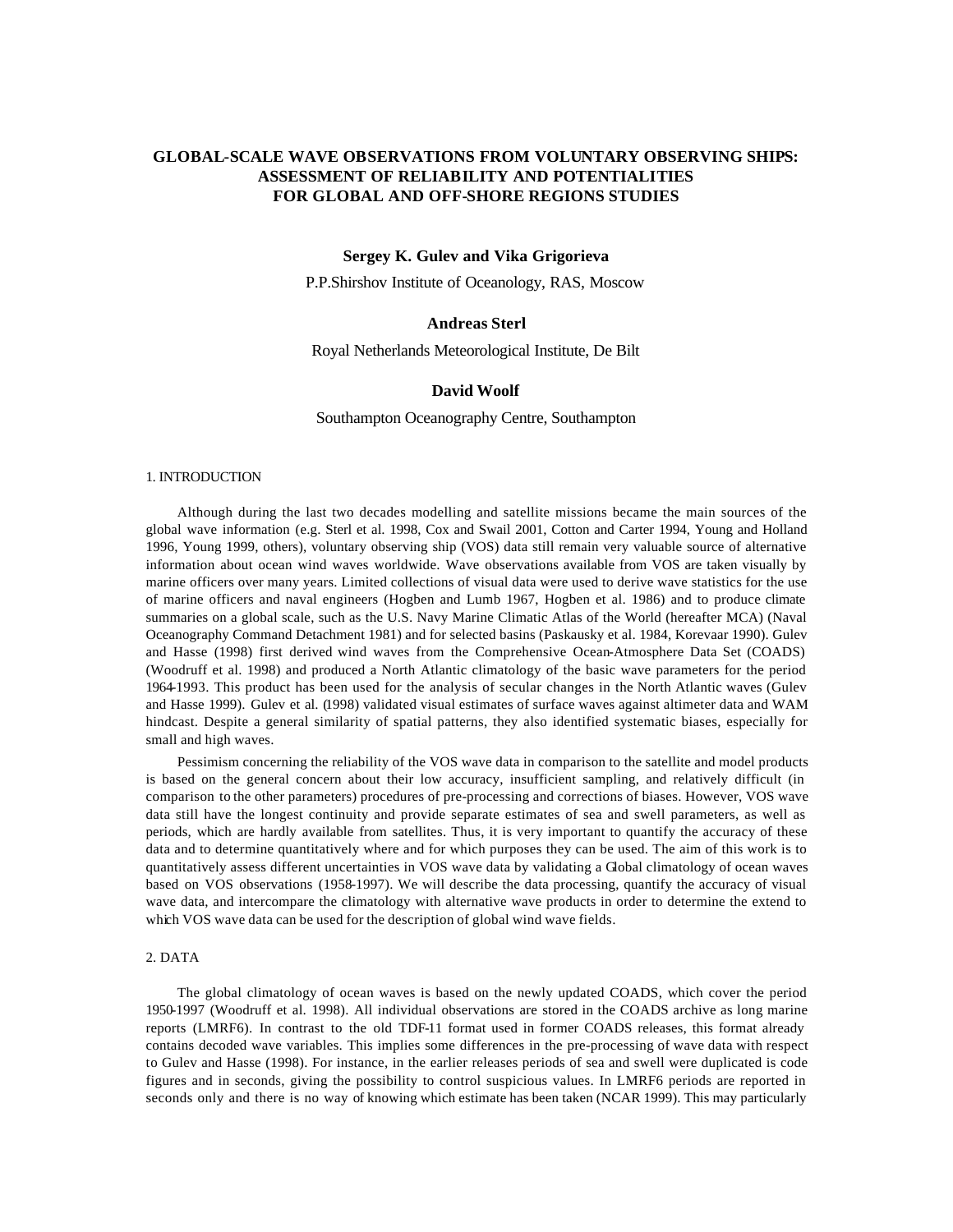# GLOBAL-SCALE WAVE OBSERVATIONS FROM VOLUNTARY OBSERVING SHIPS: ASSESSMENT OF RELIABILITY AND POTENTIALITIES FOR GLOBAL AND OFF-SHORE REGIONS STUDIES

**Sergey K. Gulev and Vika Grigorieva**

P.P.Shirshov Institute of Oceanology, RAS, Moscow

**Andreas Sterl**

Royal Netherlands Meteorological Institute, De Bilt

**David Woolf**

Southampton Oceanography Centre, Southampton

## 1. INTRODUCTION

Although during the last two decades modelling and satellite missions became the main sources of the global wave information (e.g. Sterl et al. 1998, Cox and Swail 2001, Cotton and Carter 1994, Young and Holland 1996, Young 1999, others), voluntary observing ship (VOS) data still remain very valuable source of alternative information about ocean wind waves worldwide. Wave observations available from VOS are taken visually by marine officers over many years. Limited collections of visual data were used to derive wave statistics for the use of marine officers and naval engineers (Hogben and Lumb 1967, Hogben et al. 1986) and to produce climate summaries on a global scale, such as the U.S. Navy Marine Climatic Atlas of the World (hereafter MCA) (Naval Oceanography Command Detachment 1981) and for selected basins (Paskausky et al. 1984, Korevaar 1990). Gulev and Hasse (1998) first derived wind waves from the Comprehensive Ocean-Atmosphere Data Set (COADS) (Woodruff et al. 1998) and produced a North Atlantic climatology of the basic wave parameters for the period 1964-1993. This product has been used for the analysis of secular changes in the North Atlantic waves (Gulev and Hasse 1999). Gulev et al. (1998) validated visual estimates of surface waves against altimeter data and WAM hindcast. Despite a general similarity of spatial patterns, they also identified systematic biases, especially for small and high waves.

Pessimism concerning the reliability of the VOS wave data in comparison to the satellite and model products is based on the general concern about their low accuracy, insufficient sampling, and relatively difficult (in comparison to the other parameters) procedures of pre-processing and corrections of biases. However, VOS wave data still have the longest continuity and provide separate estimates of sea and swell parameters, as well as periods, which are hardly available from satellites. Thus, it is very important to quantify the accuracy of these data and to determine quantitatively where and for which purposes they can be used. The aim of this work is to quantitatively assess different uncertainties in VOS wave data by validating a Global climatology of ocean waves based on VOS observations (1958-1997). We will describe the data processing, quantify the accuracy of visual wave data, and intercompare the climatology with alternative wave products in order to determine the extend to which VOS wave data can be used for the description of global wind wave fields.

## 2. DATA

The global climatology of ocean waves is based on the newly updated COADS, which cover the period 1950-1997 (Woodruff et al. 1998). All individual observations are stored in the COADS archive as long marine reports (LMRF6). In contrast to the old TDF-11 format used in former COADS releases, this format already contains decoded wave variables. This implies some differences in the pre-processing of wave data with respect to Gulev and Hasse (1998). For instance, in the earlier releases periods of sea and swell were duplicated is code figures and in seconds, giving the possibility to control suspicious values. In LMRF6 periods are reported in seconds only and there is no way of knowing which estimate has been taken (NCAR 1999). This may particularly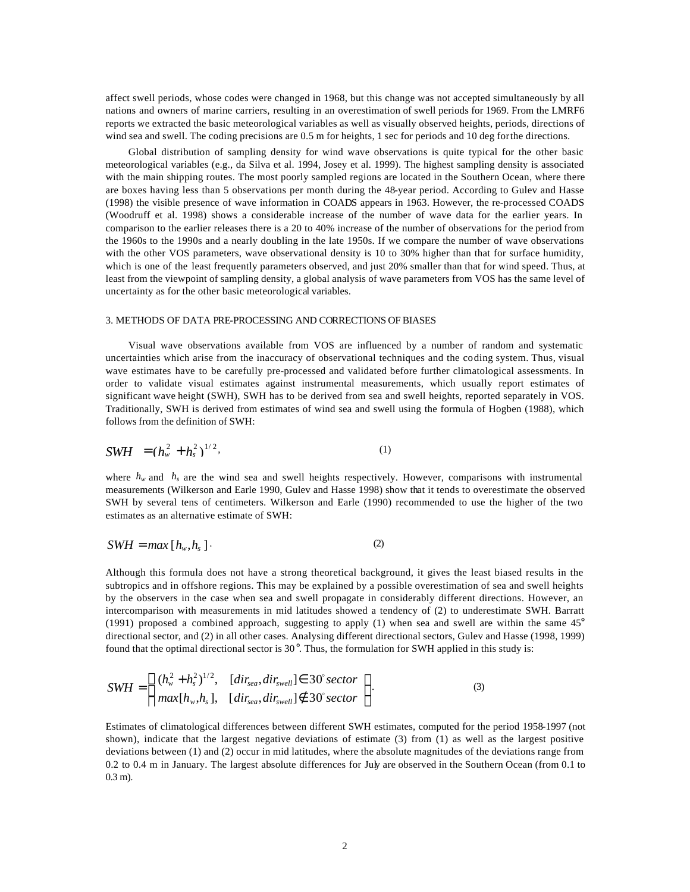affect swell periods, whose codes were changed in 1968, but this change was not accepted simultaneously by all nations and owners of marine carriers, resulting in an overestimation of swell periods for 1969. From the LMRF6 reports we extracted the basic meteorological variables as well as visually observed heights, periods, directions of wind sea and swell. The coding precisions are 0.5 m for heights, 1 sec for periods and 10 deg for the directions.

Global distribution of sampling density for wind wave observations is quite typical for the other basic meteorological variables (e.g., da Silva et al. 1994, Josey et al. 1999). The highest sampling density is associated with the main shipping routes. The most poorly sampled regions are located in the Southern Ocean, where there are boxes having less than 5 observations per month during the 48-year period. According to Gulev and Hasse (1998) the visible presence of wave information in COADS appears in 1963. However, the re-processed COADS (Woodruff et al. 1998) shows a considerable increase of the number of wave data for the earlier years. In comparison to the earlier releases there is a 20 to 40% increase of the number of observations for the period from the 1960s to the 1990s and a nearly doubling in the late 1950s. If we compare the number of wave observations with the other VOS parameters, wave observational density is 10 to 30% higher than that for surface humidity, which is one of the least frequently parameters observed, and just 20% smaller than that for wind speed. Thus, at least from the viewpoint of sampling density, a global analysis of wave parameters from VOS has the same level of uncertainty as for the other basic meteorological variables.

## 3. METHODS OF DATA PRE-PROCESSING AND CORRECTIONS OF BIASES

Visual wave observations available from VOS are influenced by a number of random and systematic uncertainties which arise from the inaccuracy of observational techniques and the coding system. Thus, visual wave estimates have to be carefully pre-processed and validated before further climatological assessments. In order to validate visual estimates against instrumental measurements, which usually report estimates of significant wave height (SWH), SWH has to be derived from sea and swell heights, reported separately in VOS. Traditionally, SWH is derived from estimates of wind sea and swell using the formula of Hogben (1988), which follows from the definition of SWH:

$$SWH = (h_w^2 + h_s^2)^{1/2}, \qquad (1)$$

where $h_w$ and $h_s$ are the wind sea and swell heights respectively. However, comparisons with instrumental measurements (Wilkerson and Earle 1990, Gulev and Hasse 1998) show that it tends to overestimate the observed SWH by several tens of centimeters. Wilkerson and Earle (1990) recommended to use the higher of the two estimates as an alternative estimate of SWH:

$$SWH = max\,[h_w, h_s]\,. \qquad (2)$$

Although this formula does not have a strong theoretical background, it gives the least biased results in the subtropics and in offshore regions. This may be explained by a possible overestimation of sea and swell heights by the observers in the case when sea and swell propagate in considerably different directions. However, an intercomparison with measurements in mid latitudes showed a tendency of (2) to underestimate SWH. Barratt (1991) proposed a combined approach, suggesting to apply (1) when sea and swell are within the same 45° directional sector, and (2) in all other cases. Analysing different directional sectors, Gulev and Hasse (1998, 1999) found that the optimal directional sector is 30°. Thus, the formulation for SWH applied in this study is:

$$SWH = \begin{cases} (h_w^2 + h_s^2)^{1/2}, & [dir_{sea}, dir_{swell}] \in 30^\circ\, sector \\ max[h_w, h_s], & [dir_{sea}, dir_{swell}] \notin 30^\circ\, sector \end{cases}. \qquad (3)$$

Estimates of climatological differences between different SWH estimates, computed for the period 1958-1997 (not shown), indicate that the largest negative deviations of estimate (3) from (1) as well as the largest positive deviations between (1) and (2) occur in mid latitudes, where the absolute magnitudes of the deviations range from 0.2 to 0.4 m in January. The largest absolute differences for July are observed in the Southern Ocean (from 0.1 to 0.3 m).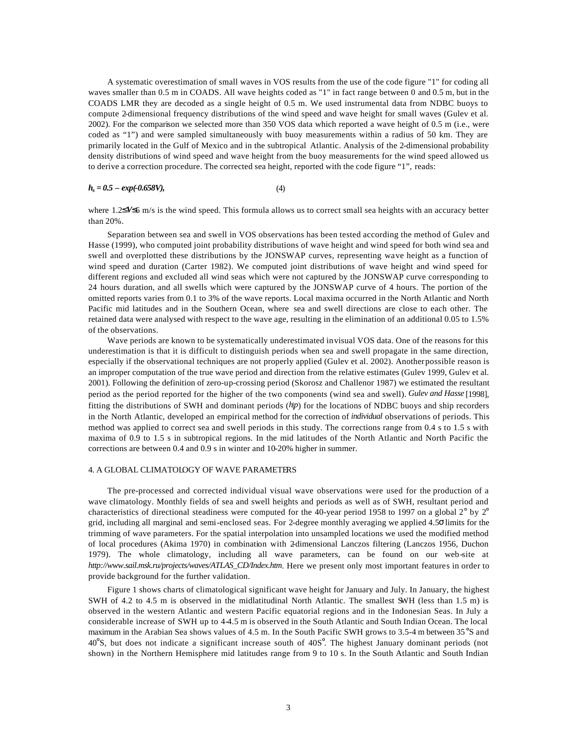A systematic overestimation of small waves in VOS results from the use of the code figure "1" for coding all waves smaller than 0.5 m in COADS. All wave heights coded as "1" in fact range between 0 and 0.5 m, but in the COADS LMR they are decoded as a single height of 0.5 m. We used instrumental data from NDBC buoys to compute 2-dimensional frequency distributions of the wind speed and wave height for small waves (Gulev et al. 2002). For the comparison we selected more than 350 VOS data which reported a wave height of 0.5 m (i.e., were coded as "1") and were sampled simultaneously with buoy measurements within a radius of 50 km. They are primarily located in the Gulf of Mexico and in the subtropical Atlantic. Analysis of the 2-dimensional probability density distributions of wind speed and wave height from the buoy measurements for the wind speed allowed us to derive a correction procedure. The corrected sea height, reported with the code figure "1", reads:

$$h_s = 0.5 - \exp(-0.658V), \qquad (4)$$

where $1.2 \leq V \leq 6$ m/s is the wind speed. This formula allows us to correct small sea heights with an accuracy better than 20%.

Separation between sea and swell in VOS observations has been tested according the method of Gulev and Hasse (1999), who computed joint probability distributions of wave height and wind speed for both wind sea and swell and overplotted these distributions by the JONSWAP curves, representing wave height as a function of wind speed and duration (Carter 1982). We computed joint distributions of wave height and wind speed for different regions and excluded all wind seas which were not captured by the JONSWAP curve corresponding to 24 hours duration, and all swells which were captured by the JONSWAP curve of 4 hours. The portion of the omitted reports varies from 0.1 to 3% of the wave reports. Local maxima occurred in the North Atlantic and North Pacific mid latitudes and in the Southern Ocean, where sea and swell directions are close to each other. The retained data were analysed with respect to the wave age, resulting in the elimination of an additional 0.05 to 1.5% of the observations.

Wave periods are known to be systematically underestimated in visual VOS data. One of the reasons for this underestimation is that it is difficult to distinguish periods when sea and swell propagate in the same direction, especially if the observational techniques are not properly applied (Gulev et al. 2002). Another possible reason is an improper computation of the true wave period and direction from the relative estimates (Gulev 1999, Gulev et al. 2001). Following the definition of zero-up-crossing period (Skorosz and Challenor 1987) we estimated the resultant period as the period reported for the higher of the two components (wind sea and swell). *Gulev and Hasse* [1998], fitting the distributions of SWH and dominant periods ($h|p$) for the locations of NDBC buoys and ship recorders in the North Atlantic, developed an empirical method for the correction of *individual* observations of periods. This method was applied to correct sea and swell periods in this study. The corrections range from 0.4 s to 1.5 s with maxima of 0.9 to 1.5 s in subtropical regions. In the mid latitudes of the North Atlantic and North Pacific the corrections are between 0.4 and 0.9 s in winter and 10-20% higher in summer.

## 4. A GLOBAL CLIMATOLOGY OF WAVE PARAMETERS

The pre-processed and corrected individual visual wave observations were used for the production of a wave climatology. Monthly fields of sea and swell heights and periods as well as of SWH, resultant period and characteristics of directional steadiness were computed for the 40-year period 1958 to 1997 on a global 2° by 2° grid, including all marginal and semi-enclosed seas. For 2-degree monthly averaging we applied 4.5$\sigma$ limits for the trimming of wave parameters. For the spatial interpolation into unsampled locations we used the modified method of local procedures (Akima 1970) in combination with 2-dimensional Lanczos filtering (Lanczos 1956, Duchon 1979). The whole climatology, including all wave parameters, can be found on our web-site at *http://www.sail.msk.ru/projects/waves/ATLAS_CD/Index.htm*. Here we present only most important features in order to provide background for the further validation.

Figure 1 shows charts of climatological significant wave height for January and July. In January, the highest SWH of 4.2 to 4.5 m is observed in the midlatitudinal North Atlantic. The smallest SWH (less than 1.5 m) is observed in the western Atlantic and western Pacific equatorial regions and in the Indonesian Seas. In July a considerable increase of SWH up to 4-4.5 m is observed in the South Atlantic and South Indian Ocean. The local maximum in the Arabian Sea shows values of 4.5 m. In the South Pacific SWH grows to 3.5-4 m between 35°S and 40°S, but does not indicate a significant increase south of 40S°. The highest January dominant periods (not shown) in the Northern Hemisphere mid latitudes range from 9 to 10 s. In the South Atlantic and South Indian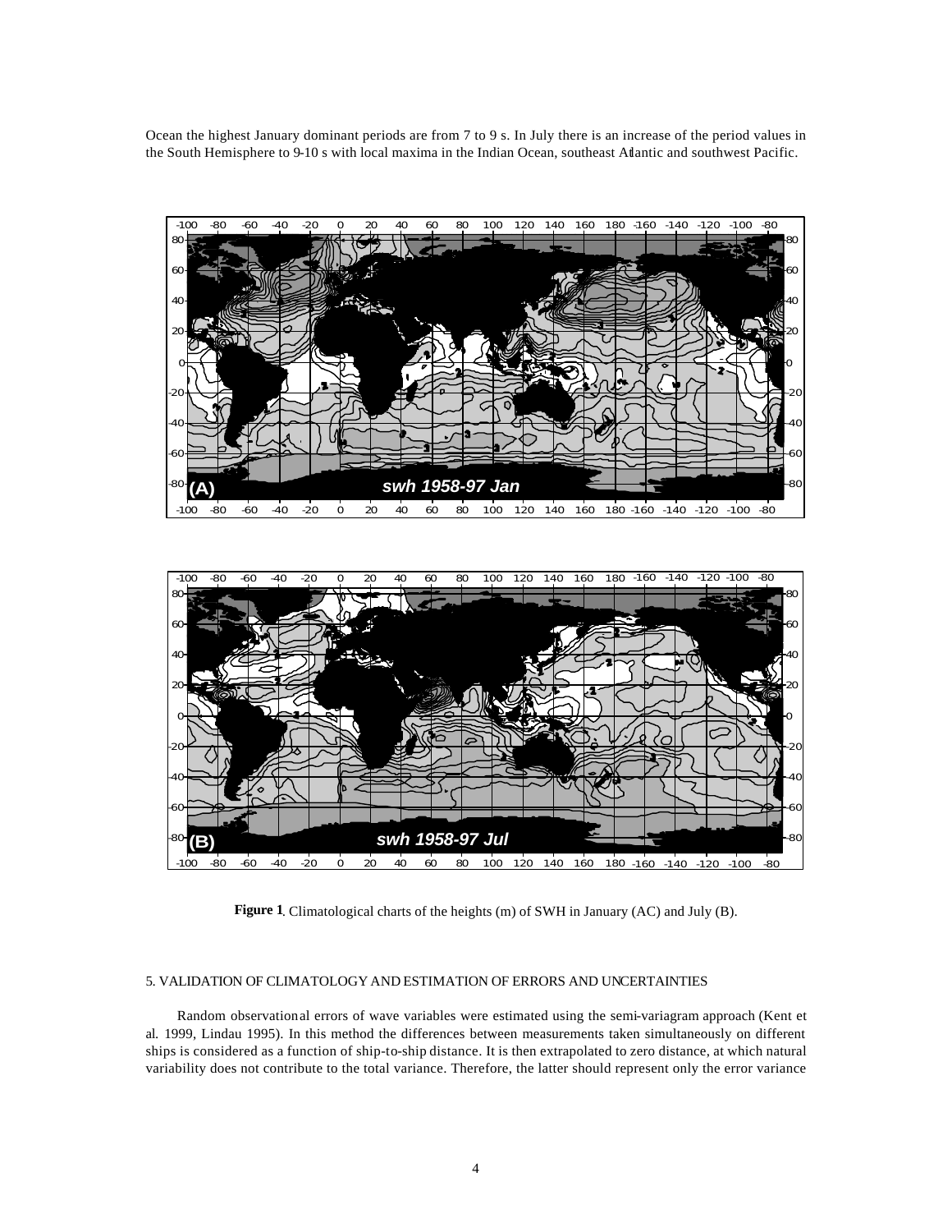Ocean the highest January dominant periods are from 7 to 9 s. In July there is an increase of the period values in the South Hemisphere to 9-10 s with local maxima in the Indian Ocean, southeast Atlantic and southwest Pacific.

**Figure 1**. Climatological charts of the heights (m) of SWH in January (AC) and July (B).

## 5. VALIDATION OF CLIMATOLOGY AND ESTIMATION OF ERRORS AND UNCERTAINTIES

Random observational errors of wave variables were estimated using the semi-variagram approach (Kent et al. 1999, Lindau 1995). In this method the differences between measurements taken simultaneously on different ships is considered as a function of ship-to-ship distance. It is then extrapolated to zero distance, at which natural variability does not contribute to the total variance. Therefore, the latter should represent only the error variance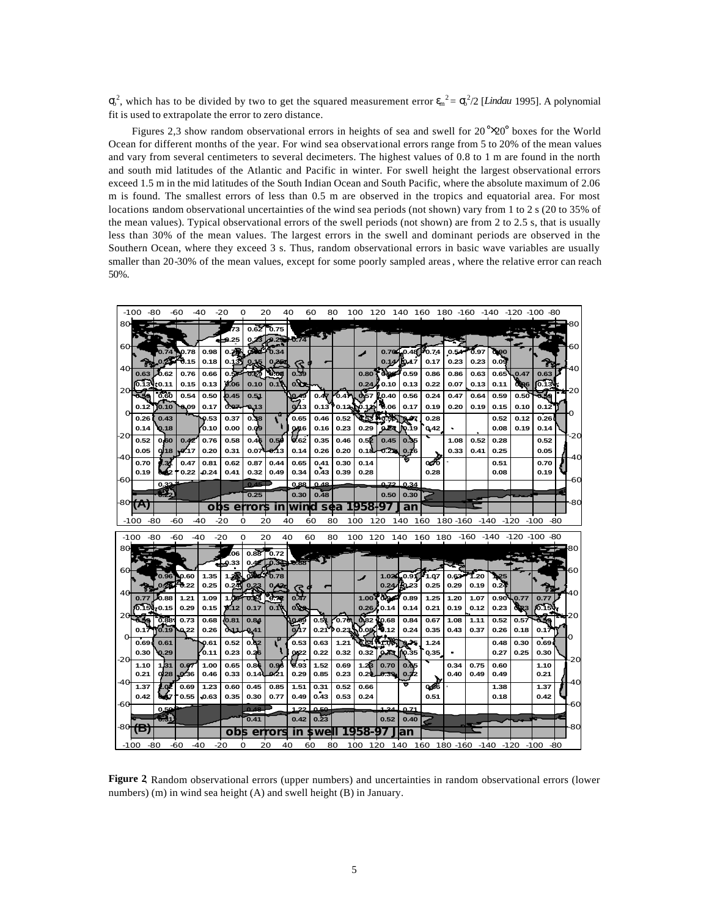$\sigma_o^2$, which has to be divided by two to get the squared measurement error $\varepsilon_m^2 = \sigma_o^2/2$ [*Lindau* 1995]. A polynomial fit is used to extrapolate the error to zero distance.

Figures 2,3 show random observational errors in heights of sea and swell for 20°×20° boxes for the World Ocean for different months of the year. For wind sea observational errors range from 5 to 20% of the mean values and vary from several centimeters to several decimeters. The highest values of 0.8 to 1 m are found in the north and south mid latitudes of the Atlantic and Pacific in winter. For swell height the largest observational errors exceed 1.5 m in the mid latitudes of the South Indian Ocean and South Pacific, where the absolute maximum of 2.06 m is found. The smallest errors of less than 0.5 m are observed in the tropics and equatorial area. For most locations random observational uncertainties of the wind sea periods (not shown) vary from 1 to 2 s (20 to 35% of the mean values). Typical observational errors of the swell periods (not shown) are from 2 to 2.5 s, that is usually less than 30% of the mean values. The largest errors in the swell and dominant periods are observed in the Southern Ocean, where they exceed 3 s. Thus, random observational errors in basic wave variables are usually smaller than 20-30% of the mean values, except for some poorly sampled areas, where the relative error can reach 50%.

**Figure 2**. Random observational errors (upper numbers) and uncertainties in random observational errors (lower numbers) (m) in wind sea height (A) and swell height (B) in January.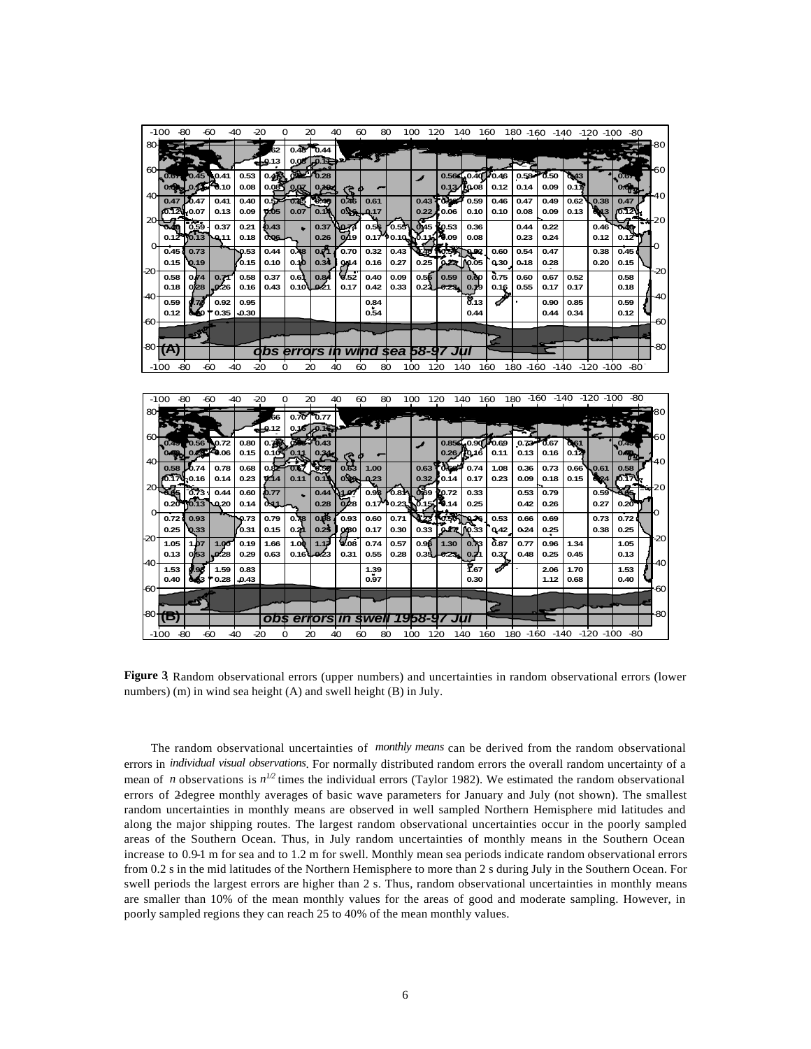**Figure 3**. Random observational errors (upper numbers) and uncertainties in random observational errors (lower numbers) (m) in wind sea height (A) and swell height (B) in July.

The random observational uncertainties of *monthly means* can be derived from the random observational errors in *individual visual observations*. For normally distributed random errors the overall random uncertainty of a mean of $n$ observations is $n^{1/2}$ times the individual errors (Taylor 1982). We estimated the random observational errors of 2-degree monthly averages of basic wave parameters for January and July (not shown). The smallest random uncertainties in monthly means are observed in well sampled Northern Hemisphere mid latitudes and along the major shipping routes. The largest random observational uncertainties occur in the poorly sampled areas of the Southern Ocean. Thus, in July random uncertainties of monthly means in the Southern Ocean increase to 0.9-1 m for sea and to 1.2 m for swell. Monthly mean sea periods indicate random observational errors from 0.2 s in the mid latitudes of the Northern Hemisphere to more than 2 s during July in the Southern Ocean. For swell periods the largest errors are higher than 2 s. Thus, random observational uncertainties in monthly means are smaller than 10% of the mean monthly values for the areas of good and moderate sampling. However, in poorly sampled regions they can reach 25 to 40% of the mean monthly values.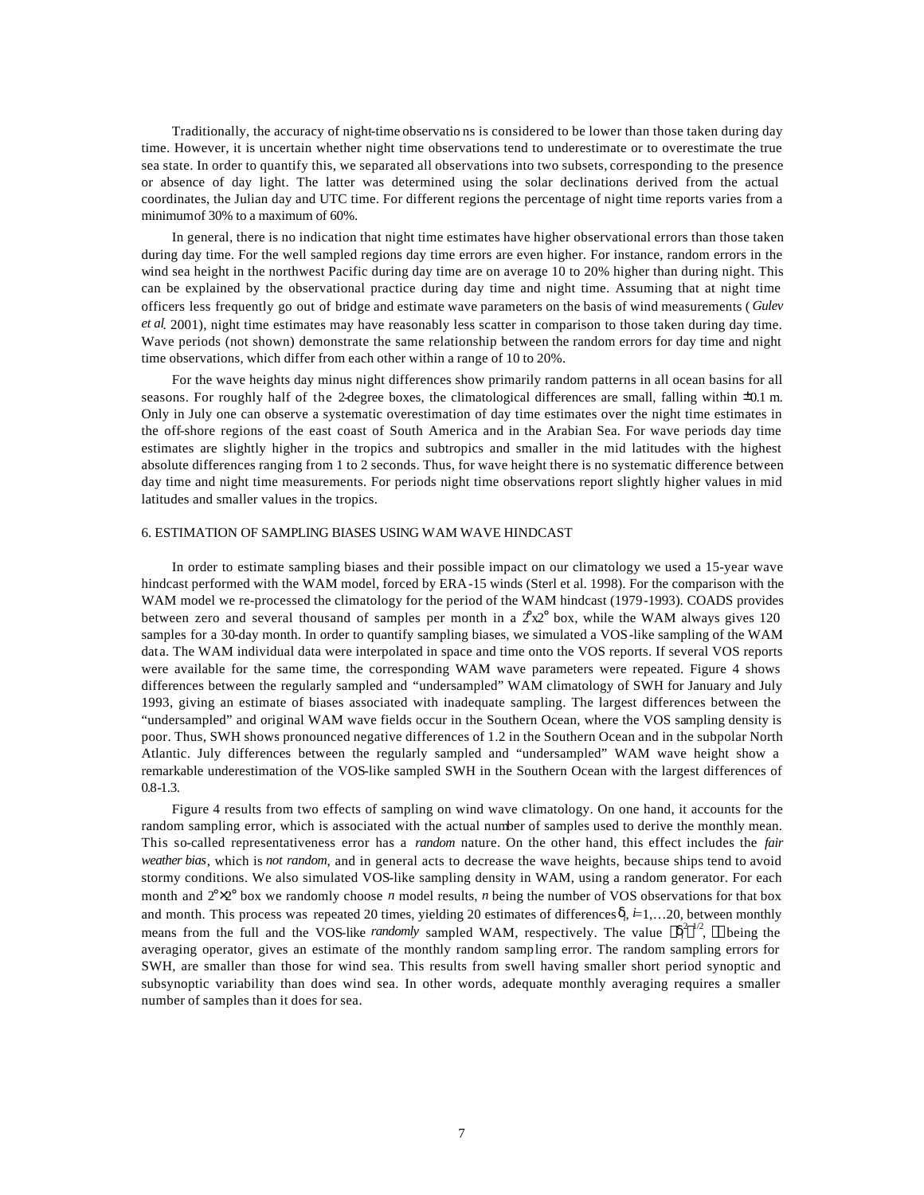Traditionally, the accuracy of night-time observations is considered to be lower than those taken during day time. However, it is uncertain whether night time observations tend to underestimate or to overestimate the true sea state. In order to quantify this, we separated all observations into two subsets, corresponding to the presence or absence of day light. The latter was determined using the solar declinations derived from the actual coordinates, the Julian day and UTC time. For different regions the percentage of night time reports varies from a minimum of 30% to a maximum of 60%.

In general, there is no indication that night time estimates have higher observational errors than those taken during day time. For the well sampled regions day time errors are even higher. For instance, random errors in the wind sea height in the northwest Pacific during day time are on average 10 to 20% higher than during night. This can be explained by the observational practice during day time and night time. Assuming that at night time officers less frequently go out of bridge and estimate wave parameters on the basis of wind measurements (*Gulev et al*. 2001), night time estimates may have reasonably less scatter in comparison to those taken during day time. Wave periods (not shown) demonstrate the same relationship between the random errors for day time and night time observations, which differ from each other within a range of 10 to 20%.

For the wave heights day minus night differences show primarily random patterns in all ocean basins for all seasons. For roughly half of the 2-degree boxes, the climatological differences are small, falling within ±0.1 m. Only in July one can observe a systematic overestimation of day time estimates over the night time estimates in the off-shore regions of the east coast of South America and in the Arabian Sea. For wave periods day time estimates are slightly higher in the tropics and subtropics and smaller in the mid latitudes with the highest absolute differences ranging from 1 to 2 seconds. Thus, for wave height there is no systematic difference between day time and night time measurements. For periods night time observations report slightly higher values in mid latitudes and smaller values in the tropics.

6. ESTIMATION OF SAMPLING BIASES USING WAM WAVE HINDCAST

In order to estimate sampling biases and their possible impact on our climatology we used a 15-year wave hindcast performed with the WAM model, forced by ERA-15 winds (Sterl et al. 1998). For the comparison with the WAM model we re-processed the climatology for the period of the WAM hindcast (1979-1993). COADS provides between zero and several thousand of samples per month in a 2°x2° box, while the WAM always gives 120 samples for a 30-day month. In order to quantify sampling biases, we simulated a VOS-like sampling of the WAM data. The WAM individual data were interpolated in space and time onto the VOS reports. If several VOS reports were available for the same time, the corresponding WAM wave parameters were repeated. Figure 4 shows differences between the regularly sampled and "undersampled" WAM climatology of SWH for January and July 1993, giving an estimate of biases associated with inadequate sampling. The largest differences between the "undersampled" and original WAM wave fields occur in the Southern Ocean, where the VOS sampling density is poor. Thus, SWH shows pronounced negative differences of 1.2 in the Southern Ocean and in the subpolar North Atlantic. July differences between the regularly sampled and "undersampled" WAM wave height show a remarkable underestimation of the VOS-like sampled SWH in the Southern Ocean with the largest differences of 0.8-1.3.

Figure 4 results from two effects of sampling on wind wave climatology. On one hand, it accounts for the random sampling error, which is associated with the actual number of samples used to derive the monthly mean. This so-called representativeness error has a *random* nature. On the other hand, this effect includes the *fair weather bias*, which is *not random*, and in general acts to decrease the wave heights, because ships tend to avoid stormy conditions. We also simulated VOS-like sampling density in WAM, using a random generator. For each month and 2°×2° box we randomly choose $n$ model results, $n$ being the number of VOS observations for that box and month. This process was repeated 20 times, yielding 20 estimates of differences $\delta_i$, $i$=1,…20, between monthly means from the full and the VOS-like *randomly* sampled WAM, respectively. The value $\langle\delta_i^2\rangle^{1/2}$, $\langle\rangle$ being the averaging operator, gives an estimate of the monthly random sampling error. The random sampling errors for SWH, are smaller than those for wind sea. This results from swell having smaller short period synoptic and subsynoptic variability than does wind sea. In other words, adequate monthly averaging requires a smaller number of samples than it does for sea.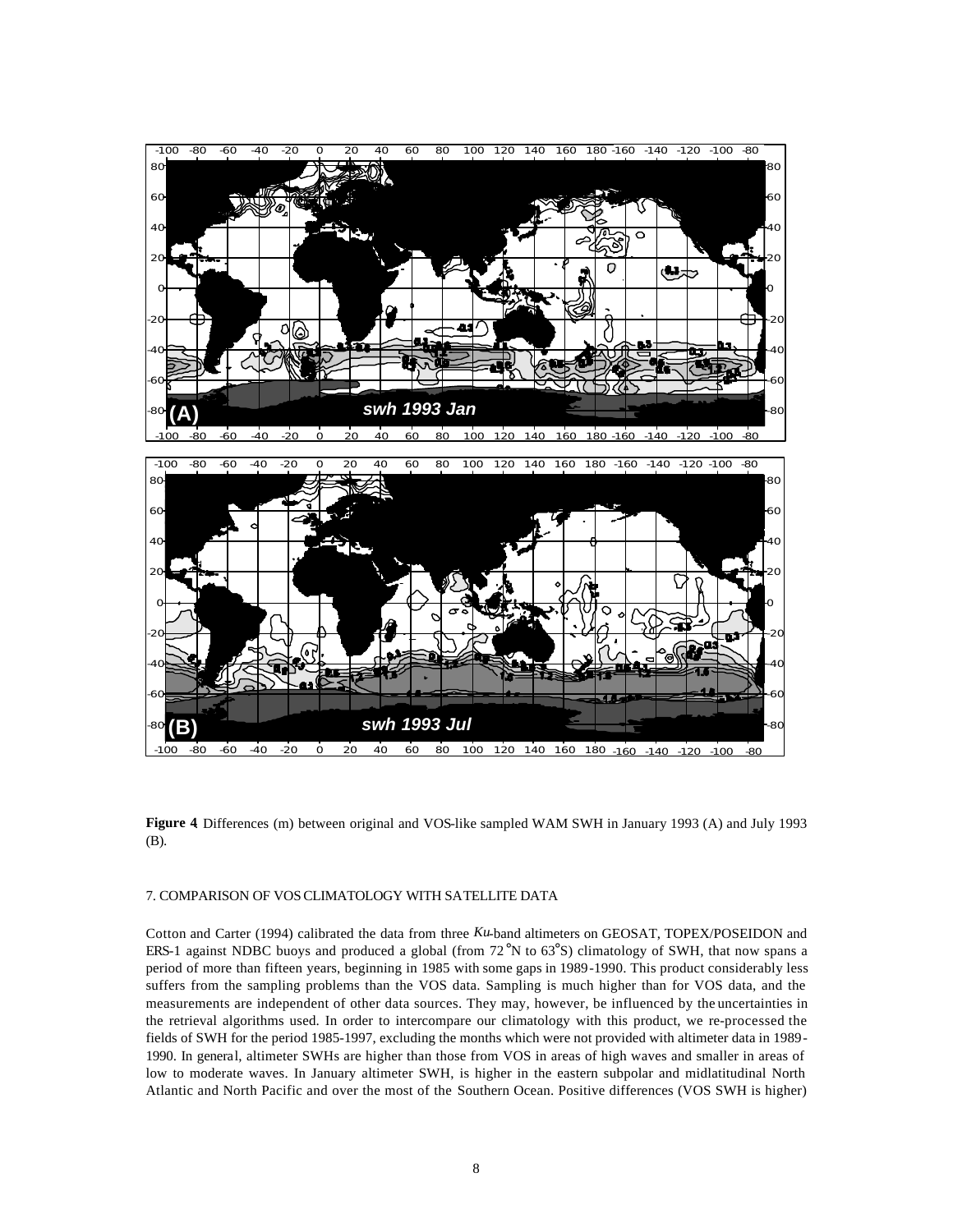**Figure 4** Differences (m) between original and VOS-like sampled WAM SWH in January 1993 (A) and July 1993 (B).

7. COMPARISON OF VOS CLIMATOLOGY WITH SATELLITE DATA

Cotton and Carter (1994) calibrated the data from three *Ku*-band altimeters on GEOSAT, TOPEX/POSEIDON and ERS-1 against NDBC buoys and produced a global (from 72°N to 63°S) climatology of SWH, that now spans a period of more than fifteen years, beginning in 1985 with some gaps in 1989-1990. This product considerably less suffers from the sampling problems than the VOS data. Sampling is much higher than for VOS data, and the measurements are independent of other data sources. They may, however, be influenced by the uncertainties in the retrieval algorithms used. In order to intercompare our climatology with this product, we re-processed the fields of SWH for the period 1985-1997, excluding the months which were not provided with altimeter data in 1989-1990. In general, altimeter SWHs are higher than those from VOS in areas of high waves and smaller in areas of low to moderate waves. In January altimeter SWH, is higher in the eastern subpolar and midlatitudinal North Atlantic and North Pacific and over the most of the Southern Ocean. Positive differences (VOS SWH is higher)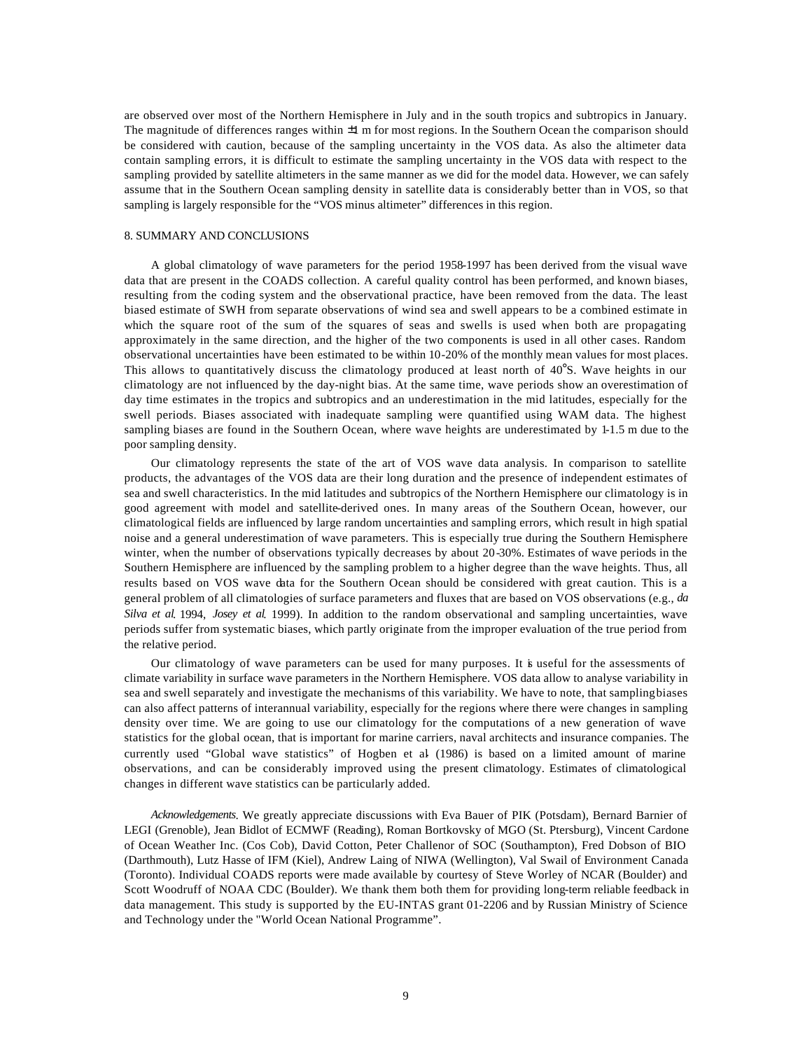are observed over most of the Northern Hemisphere in July and in the south tropics and subtropics in January. The magnitude of differences ranges within ±1 m for most regions. In the Southern Ocean the comparison should be considered with caution, because of the sampling uncertainty in the VOS data. As also the altimeter data contain sampling errors, it is difficult to estimate the sampling uncertainty in the VOS data with respect to the sampling provided by satellite altimeters in the same manner as we did for the model data. However, we can safely assume that in the Southern Ocean sampling density in satellite data is considerably better than in VOS, so that sampling is largely responsible for the "VOS minus altimeter" differences in this region.

## 8. SUMMARY AND CONCLUSIONS

A global climatology of wave parameters for the period 1958-1997 has been derived from the visual wave data that are present in the COADS collection. A careful quality control has been performed, and known biases, resulting from the coding system and the observational practice, have been removed from the data. The least biased estimate of SWH from separate observations of wind sea and swell appears to be a combined estimate in which the square root of the sum of the squares of seas and swells is used when both are propagating approximately in the same direction, and the higher of the two components is used in all other cases. Random observational uncertainties have been estimated to be within 10-20% of the monthly mean values for most places. This allows to quantitatively discuss the climatology produced at least north of 40°S. Wave heights in our climatology are not influenced by the day-night bias. At the same time, wave periods show an overestimation of day time estimates in the tropics and subtropics and an underestimation in the mid latitudes, especially for the swell periods. Biases associated with inadequate sampling were quantified using WAM data. The highest sampling biases are found in the Southern Ocean, where wave heights are underestimated by 1-1.5 m due to the poor sampling density.

Our climatology represents the state of the art of VOS wave data analysis. In comparison to satellite products, the advantages of the VOS data are their long duration and the presence of independent estimates of sea and swell characteristics. In the mid latitudes and subtropics of the Northern Hemisphere our climatology is in good agreement with model and satellite-derived ones. In many areas of the Southern Ocean, however, our climatological fields are influenced by large random uncertainties and sampling errors, which result in high spatial noise and a general underestimation of wave parameters. This is especially true during the Southern Hemisphere winter, when the number of observations typically decreases by about 20-30%. Estimates of wave periods in the Southern Hemisphere are influenced by the sampling problem to a higher degree than the wave heights. Thus, all results based on VOS wave data for the Southern Ocean should be considered with great caution. This is a general problem of all climatologies of surface parameters and fluxes that are based on VOS observations (e.g., *da Silva et al*. 1994, *Josey et al*. 1999). In addition to the random observational and sampling uncertainties, wave periods suffer from systematic biases, which partly originate from the improper evaluation of the true period from the relative period.

Our climatology of wave parameters can be used for many purposes. It is useful for the assessments of climate variability in surface wave parameters in the Northern Hemisphere. VOS data allow to analyse variability in sea and swell separately and investigate the mechanisms of this variability. We have to note, that sampling biases can also affect patterns of interannual variability, especially for the regions where there were changes in sampling density over time. We are going to use our climatology for the computations of a new generation of wave statistics for the global ocean, that is important for marine carriers, naval architects and insurance companies. The currently used "Global wave statistics" of Hogben et al. (1986) is based on a limited amount of marine observations, and can be considerably improved using the present climatology. Estimates of climatological changes in different wave statistics can be particularly added.

*Acknowledgements.* We greatly appreciate discussions with Eva Bauer of PIK (Potsdam), Bernard Barnier of LEGI (Grenoble), Jean Bidlot of ECMWF (Reading), Roman Bortkovsky of MGO (St. Ptersburg), Vincent Cardone of Ocean Weather Inc. (Cos Cob), David Cotton, Peter Challenor of SOC (Southampton), Fred Dobson of BIO (Darthmouth), Lutz Hasse of IFM (Kiel), Andrew Laing of NIWA (Wellington), Val Swail of Environment Canada (Toronto). Individual COADS reports were made available by courtesy of Steve Worley of NCAR (Boulder) and Scott Woodruff of NOAA CDC (Boulder). We thank them both them for providing long-term reliable feedback in data management. This study is supported by the EU-INTAS grant 01-2206 and by Russian Ministry of Science and Technology under the "World Ocean National Programme".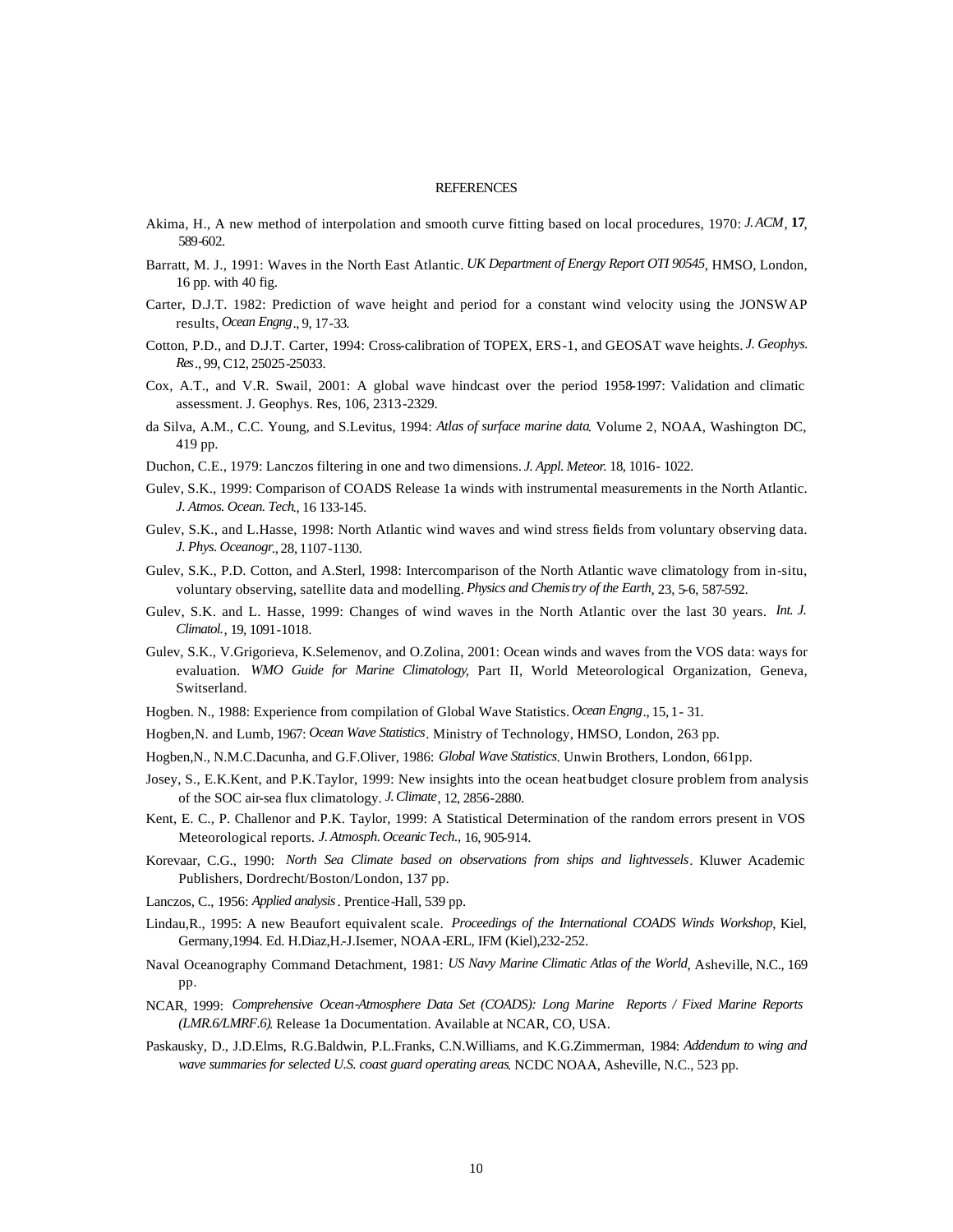# REFERENCES

Akima, H., A new method of interpolation and smooth curve fitting based on local procedures, 1970: *J. ACM*, **17**, 589-602.

Barratt, M. J., 1991: Waves in the North East Atlantic. *UK Department of Energy Report OTI 90545*, HMSO, London, 16 pp. with 40 fig.

Carter, D.J.T. 1982: Prediction of wave height and period for a constant wind velocity using the JONSWAP results, *Ocean Engng*., 9, 17-33.

Cotton, P.D., and D.J.T. Carter, 1994: Cross-calibration of TOPEX, ERS-1, and GEOSAT wave heights. *J. Geophys. Res*., 99, C12, 25025-25033.

Cox, A.T., and V.R. Swail, 2001: A global wave hindcast over the period 1958-1997: Validation and climatic assessment. J. Geophys. Res, 106, 2313-2329.

da Silva, A.M., C.C. Young, and S.Levitus, 1994: *Atlas of surface marine data*. Volume 2, NOAA, Washington DC, 419 pp.

Duchon, C.E., 1979: Lanczos filtering in one and two dimensions. *J. Appl. Meteor.* 18, 1016- 1022.

Gulev, S.K., 1999: Comparison of COADS Release 1a winds with instrumental measurements in the North Atlantic. *J. Atmos. Ocean. Tech.*, 16 133-145.

Gulev, S.K., and L.Hasse, 1998: North Atlantic wind waves and wind stress fields from voluntary observing data. *J. Phys. Oceanogr.*, 28, 1107-1130.

Gulev, S.K., P.D. Cotton, and A.Sterl, 1998: Intercomparison of the North Atlantic wave climatology from in-situ, voluntary observing, satellite data and modelling. *Physics and Chemistry of the Earth*, 23, 5-6, 587-592.

Gulev, S.K. and L. Hasse, 1999: Changes of wind waves in the North Atlantic over the last 30 years. *Int. J. Climatol.*, 19, 1091-1018.

Gulev, S.K., V.Grigorieva, K.Selemenov, and O.Zolina, 2001: Ocean winds and waves from the VOS data: ways for evaluation. *WMO Guide for Marine Climatology*, Part II, World Meteorological Organization, Geneva, Switserland.

Hogben. N., 1988: Experience from compilation of Global Wave Statistics. *Ocean Engng*., 15, 1- 31.

Hogben,N. and Lumb, 1967: *Ocean Wave Statistics*. Ministry of Technology, HMSO, London, 263 pp.

Hogben,N., N.M.C.Dacunha, and G.F.Oliver, 1986: *Global Wave Statistics*. Unwin Brothers, London, 661pp.

Josey, S., E.K.Kent, and P.K.Taylor, 1999: New insights into the ocean heat budget closure problem from analysis of the SOC air-sea flux climatology. *J. Climate*, 12, 2856-2880.

Kent, E. C., P. Challenor and P.K. Taylor, 1999: A Statistical Determination of the random errors present in VOS Meteorological reports. *J. Atmosph. Oceanic Tech.*, 16, 905-914.

Korevaar, C.G., 1990: *North Sea Climate based on observations from ships and lightvessels*. Kluwer Academic Publishers, Dordrecht/Boston/London, 137 pp.

Lanczos, C., 1956: *Applied analysis*. Prentice-Hall, 539 pp.

Lindau,R., 1995: A new Beaufort equivalent scale. *Proceedings of the International COADS Winds Workshop*, Kiel, Germany,1994. Ed. H.Diaz,H.-J.Isemer, NOAA-ERL, IFM (Kiel),232-252.

Naval Oceanography Command Detachment, 1981: *US Navy Marine Climatic Atlas of the World*, Asheville, N.C., 169 pp.

NCAR, 1999: *Comprehensive Ocean-Atmosphere Data Set (COADS): Long Marine Reports / Fixed Marine Reports (LMR.6/LMRF.6)*. Release 1a Documentation. Available at NCAR, CO, USA.

Paskausky, D., J.D.Elms, R.G.Baldwin, P.L.Franks, C.N.Williams, and K.G.Zimmerman, 1984: *Addendum to wing and wave summaries for selected U.S. coast guard operating areas*. NCDC NOAA, Asheville, N.C., 523 pp.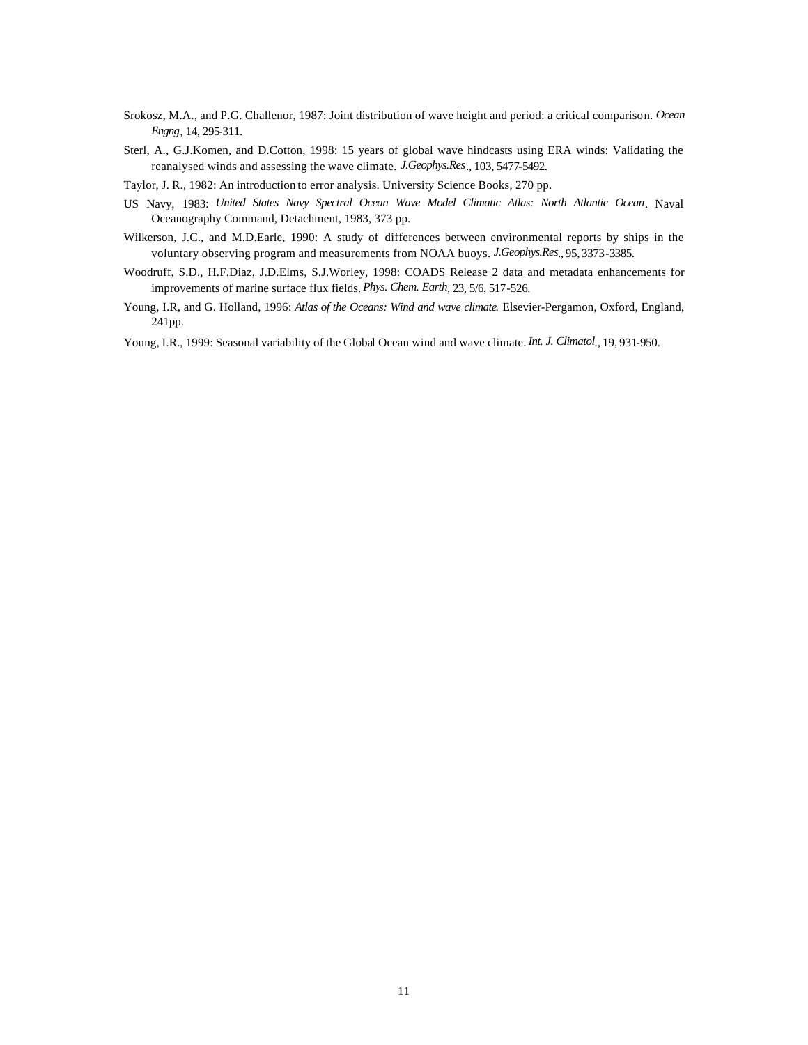Srokosz, M.A., and P.G. Challenor, 1987: Joint distribution of wave height and period: a critical comparison. *Ocean Engng*, 14, 295-311.

Sterl, A., G.J.Komen, and D.Cotton, 1998: 15 years of global wave hindcasts using ERA winds: Validating the reanalysed winds and assessing the wave climate. *J.Geophys.Res*., 103, 5477-5492.

Taylor, J. R., 1982: An introduction to error analysis. University Science Books, 270 pp.

US Navy, 1983: *United States Navy Spectral Ocean Wave Model Climatic Atlas: North Atlantic Ocean*. Naval Oceanography Command, Detachment, 1983, 373 pp.

Wilkerson, J.C., and M.D.Earle, 1990: A study of differences between environmental reports by ships in the voluntary observing program and measurements from NOAA buoys. *J.Geophys.Res*., 95, 3373-3385.

Woodruff, S.D., H.F.Diaz, J.D.Elms, S.J.Worley, 1998: COADS Release 2 data and metadata enhancements for improvements of marine surface flux fields. *Phys. Chem. Earth*, 23, 5/6, 517-526.

Young, I.R, and G. Holland, 1996: *Atlas of the Oceans: Wind and wave climate.* Elsevier-Pergamon, Oxford, England, 241pp.

Young, I.R., 1999: Seasonal variability of the Global Ocean wind and wave climate. *Int. J. Climatol*., 19, 931-950.